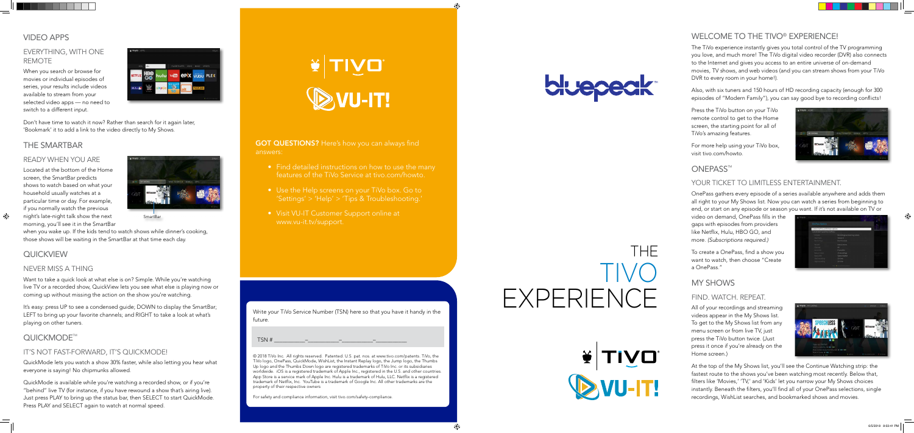# VIDEO APPS

## EVERYTHING, WITH ONE REMOTE

When you search or browse for movies or individual episodes of series, your results include videos available to stream from your selected video apps — no need to switch to a different input.

Don't have time to watch it now? Rather than search for it again later, 'Bookmark' it to add a link to the video directly to My Shows.

# THE SMARTBAR

## READY WHEN YOU ARE

Located at the bottom of the Home screen, the SmartBar predicts shows to watch based on what your household usually watches at a particular time or day. For example, if you normally watch the previous night's late-night talk show the next morning, you'll see it in the SmartBar when you wake up. If the kids tend to watch shows while dinner's cooking, those shows will be waiting in the SmartBar at that time each day.

SmartBar

# QUICKVIEW

## NEVER MISS A THING

Want to take a quick look at what else is on? Simple. While you're watching live TV or a recorded show, QuickView lets you see what else is playing now or coming up without missing the action on the show you're watching.

It's easy: press UP to see a condensed guide; DOWN to display the SmartBar; LEFT to bring up your favorite channels; and RIGHT to take a look at what's playing on other tuners.

# QUICKMODE™

## IT'S NOT FAST-FORWARD, IT'S QUICKMODE!

QuickMode lets you watch a show 30% faster, while also letting you hear what everyone is saying! No chipmunks allowed.

QuickMode is available while you're watching a recorded show, or if you're "behind" live TV (for instance, if you have rewound a show that's airing live). Just press PLAY to bring up the status bar, then SELECT to start QuickMode. Press PLAY and SELECT again to watch at normal speed.

TiVo VU-IT!

**GOT QUESTIONS?** Here's how you can always find answers:

- Find detailed instructions on how to use the many features of the TiVo Service at tivo.com/howto.
- Use the Help screens on your TiVo box. Go to 'Settings' > 'Help' > 'Tips & Troubleshooting.'
- Visit VU-IT Customer Support online at www.vu-it.tv/support.

Write your TiVo Service Number (TSN) here so that you have it handy in the future.

TSN # \_\_\_\_\_\_\_\_\_\_–\_\_\_\_\_\_\_\_\_\_–\_\_\_\_\_\_\_\_\_\_–\_\_\_\_\_\_\_\_\_\_

© 2018 TiVo Inc. All rights reserved. Patented. U.S. pat. nos. at www.tivo.com/patents. TiVo, the TiVo logo, OnePass, QuickMode, WishList, the Instant Replay logo, the Jump logo, the Thumbs Up logo and the Thumbs Down logo are registered trademarks of TiVo Inc. or its subsidiaries worldwide. iOS is a registered trademark of Apple Inc., registered in the U.S. and other countries. App Store is a service mark of Apple Inc. Hulu is a trademark of Hulu, LLC. Netflix is a registered trademark of Netflix, Inc. YouTube is a trademark of Google Inc. All other trademarks are the property of their respective owners.

For safety and compliance information, visit tivo.com/safety-compliance.

bluepeak™

# THE TIVO EXPERIENCE

TiVo VU-IT!

# WELCOME TO THE TIVO® EXPERIENCE!

The TiVo experience instantly gives you total control of the TV programming you love, and much more! The TiVo digital video recorder (DVR) also connects to the Internet and gives you access to an entire universe of on-demand movies, TV shows, and web videos (and you can stream shows from your TiVo DVR to every room in your home!).

Also, with six tuners and 150 hours of HD recording capacity (enough for 300 episodes of "Modern Family"), you can say good bye to recording conflicts!

Press the TiVo button on your TiVo remote control to get to the Home screen, the starting point for all of TiVo's amazing features.

For more help using your TiVo box, visit tivo.com/howto.

# ONEPASS™

## YOUR TICKET TO LIMITLESS ENTERTAINMENT.

OnePass gathers every episode of a series available anywhere and adds them all right to your My Shows list. Now you can watch a series from beginning to end, or start on any episode or season you want. If it's not available on TV or video on demand, OnePass fills in the gaps with episodes from providers like Netflix, Hulu, HBO GO, and more. *(Subscriptions required.)*

To create a OnePass, find a show you want to watch, then choose "Create a OnePass."

# MY SHOWS

## FIND. WATCH. REPEAT.

All of your recordings and streaming videos appear in the My Shows list. To get to the My Shows list from any menu screen or from live TV, just press the TiVo button twice. (Just press it once if you're already on the Home screen.)

At the top of the My Shows list, you'll see the Continue Watching strip: the fastest route to the shows you've been watching most recently. Below that, filters like 'Movies,' 'TV,' and 'Kids' let you narrow your My Shows choices instantly. Beneath the filters, you'll find all of your OnePass selections, single recordings, WishList searches, and bookmarked shows and movies.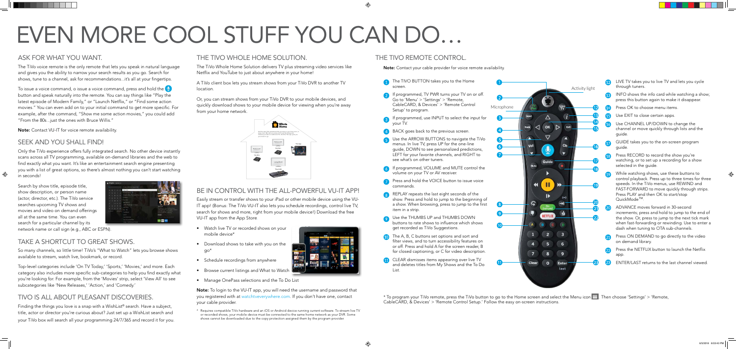# EVEN MORE COOL STUFF YOU CAN DO…

## ASK FOR WHAT YOU WANT.

The TiVo voice remote is the only remote that lets you speak in natural language and gives you the ability to narrow your search results as you go. Search for shows, tune to a channel, ask for recommendations...it's all at your fingertips.

To issue a voice command, o issue a voice command, press and hold the button and speak naturally into the remote. You can say things like "Play the latest episode of Modern Family," or "Launch Netflix," or "Find some action movies." You can even add on to your initial command to get more specific. For example, after the command, "Show me some action movies," you could add "From the 80s...just the ones with Bruce Willis."

**Note:** Contact VU-IT for voice remote availability.

## SEEK AND YOU SHALL FIND!

Only the TiVo experience offers fully integrated search. No other device instantly scans across all TV programming, available on-demand libraries and the web to find exactly what you want. It's like an entertainment search engine presenting you with a list of great options, so there's almost nothing you can't start watching in seconds!

Search by show title, episode title, show description, or person name (actor, director, etc.). The TiVo service searches upcoming TV shows and movies and video on demand offerings all at the same time. You can even search for a particular channel by its network name or call sign (e.g., ABC or ESPN).

## TAKE A SHORTCUT TO GREAT SHOWS.

So many channels, so little time! TiVo's "What to Watch" lets you browse shows available to stream, watch live, bookmark, or record.

Top-level categories include 'On TV Today,' 'Sports,' 'Movies,' and more. Each category also includes more specific sub-categories to help you find exactly what you're looking for. For example, from the 'Movies' strip, select 'View All' to see subcategories like 'New Releases,' 'Action,' and 'Comedy.'

## TIVO IS ALL ABOUT PLEASANT DISCOVERIES.

Finding the things you love is a snap with a WishList® search. Have a subject, title, actor or director you're curious about? Just set up a WishList search and your TiVo box will search all your programming 24/7/365 and record it for you.

## THE TIVO WHOLE HOME SOLUTION.

The TiVo Whole Home Solution delivers TV plus streaming video services like Netflix and YouTube to just about anywhere in your home!

A TiVo client box lets you stream shows from your TiVo DVR to another TV location.

Or, you can stream shows from your TiVo DVR to your mobile devices, and quickly download shows to your mobile device for viewing when you're away from your home network.

## BE IN CONTROL WITH THE ALL-POWERFUL VU-IT APP!

Easily stream or transfer shows to your iPad or other mobile device using the VU-IT app! (Bonus: The TiVo VU-IT also lets you schedule recordings, control live TV, search for shows and more, right from your mobile device!) Download the free VU-IT app from the App Store.

- Watch live TV or recorded shows on your mobile device*
- Download shows to take with you on the go*
- Schedule recordings from anywhere
- Browse current listings and What to Watch
- Manage OnePass selections and the To Do List

**Note:** To login to the VU-IT app, you will need the username and password that you registered with at watchtveverywhere.com. If you don't have one, contact your cable provider.

\* Requires compatible TiVo hardware and an iOS or Android device running current software. To stream live TV or recorded shows, your mobile device must be connected to the same home network as your DVR. Some shows cannot be downloaded due to the copy protection assigned them by the program provider.

## THE TIVO REMOTE CONTROL.

**Note:** Contact your cable provider for voice remote availability.

1. The TIVO BUTTON takes you to the Home screen.
2. If programmed, TV PWR turns your TV on or off. Go to 'Menu' > 'Settings' > 'Remote, CableCARD, & Devices' > 'Remote Control Setup' to program.
3. If programmed, use INPUT to select the input for your TV.
4. BACK goes back to the previous screen.
5. Use the ARROW BUTTONS to navigate the TiVo menus. In live TV, press UP for the one-line guide, DOWN to see personalized predictions, LEFT for your favorite channels, and RIGHT to see what's on other tuners.
6. If programmed, VOLUME and MUTE control the volume on your TV or AV receiver.
7. Press and hold the VOICE button to issue voice commands.
8. REPLAY repeats the last eight seconds of the show. Press and hold to jump to the beginning of a show. When browsing, press to jump to the first item in a strip.
9. Use the THUMBS UP and THUMBS DOWN buttons to rate shows to influence which shows get recorded as TiVo Suggestions.
10. The A, B, C buttons set options and sort and filter views, and to turn accessibility features on or off. Press and hold A for the screen reader, B for closed captioning, or C for video description.
11. CLEAR dismisses items appearing over live TV and deletes titles from My Shows and the To Do List.
12. LIVE TV takes you to live TV and lets you cycle through tuners.
13. INFO shows the info card while watching a show; press this button again to make it disappear.
14. Press OK to choose menu items.
15. Use EXIT to close certain apps.
16. Use CHANNEL UP/DOWN to change the channel or move quickly through lists and the guide.
17. GUIDE takes you to the on-screen program guide.
18. Press RECORD to record the show you're watching, or to set up a recording for a show selected in the guide.
19. While watching shows, use these buttons to control playback. Press up to three times for three speeds. In the TiVo menus, use REWIND and FAST-FORWARD to move quickly through strips. Press PLAY and then OK to start/stop QuickMode™.
20. ADVANCE moves forward in 30-second increments; press and hold to jump to the end of the show. Or, press to jump to the next tick mark when fast-forwarding or rewinding. Use to enter a dash when tuning to OTA sub-channels.
21. Press ON DEMAND to go directly to the video on demand library.
22. Press the NETFLIX button to launch the Netflix app.
23. ENTER/LAST returns to the last channel viewed.

Microphone

Activity light

\* To program your TiVo remote, press the TiVo button to go to the Home screen and select the Menu icon. Then choose 'Settings' > 'Remote, CableCARD, & Devices' > 'Remote Control Setup.' Follow the easy on-screen instructions.